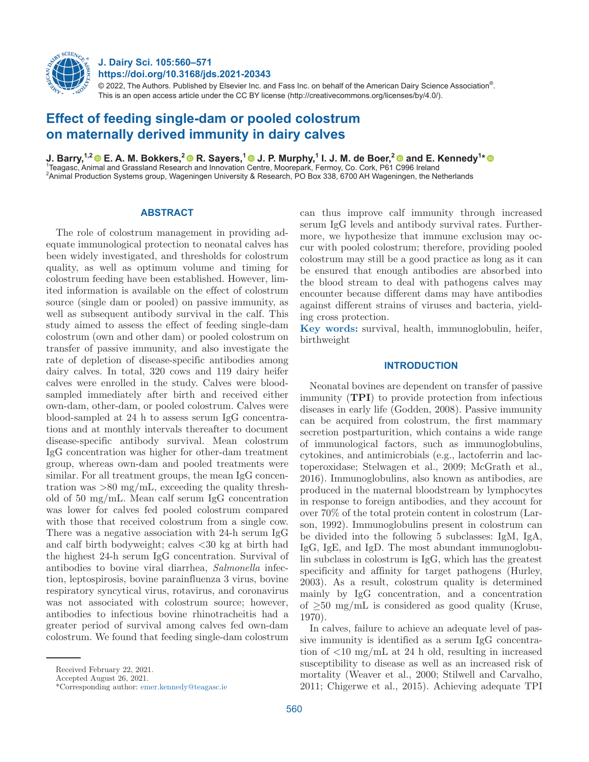J. Dairy Sci. 105:560–571
https://doi.org/10.3168/jds.2021-20343

© 2022, The Authors. Published by Elsevier Inc. and Fass Inc. on behalf of the American Dairy Science Association®. This is an open access article under the CC BY license (http://creativecommons.org/licenses/by/4.0/).

# Effect of feeding single-dam or pooled colostrum on maternally derived immunity in dairy calves

**J. Barry,[1,2] E. A. M. Bokkers,[2] R. Sayers,[1] J. P. Murphy,[1] I. J. M. de Boer,[2] and E. Kennedy[1*]**

[1]Teagasc, Animal and Grassland Research and Innovation Centre, Moorepark, Fermoy, Co. Cork, P61 C996 Ireland
[2]Animal Production Systems group, Wageningen University & Research, PO Box 338, 6700 AH Wageningen, the Netherlands

## ABSTRACT

The role of colostrum management in providing adequate immunological protection to neonatal calves has been widely investigated, and thresholds for colostrum quality, as well as optimum volume and timing for colostrum feeding have been established. However, limited information is available on the effect of colostrum source (single dam or pooled) on passive immunity, as well as subsequent antibody survival in the calf. This study aimed to assess the effect of feeding single-dam colostrum (own and other dam) or pooled colostrum on transfer of passive immunity, and also investigate the rate of depletion of disease-specific antibodies among dairy calves. In total, 320 cows and 119 dairy heifer calves were enrolled in the study. Calves were blood-sampled immediately after birth and received either own-dam, other-dam, or pooled colostrum. Calves were blood-sampled at 24 h to assess serum IgG concentrations and at monthly intervals thereafter to document disease-specific antibody survival. Mean colostrum IgG concentration was higher for other-dam treatment group, whereas own-dam and pooled treatments were similar. For all treatment groups, the mean IgG concentration was >80 mg/mL, exceeding the quality threshold of 50 mg/mL. Mean calf serum IgG concentration was lower for calves fed pooled colostrum compared with those that received colostrum from a single cow. There was a negative association with 24-h serum IgG and calf birth bodyweight; calves <30 kg at birth had the highest 24-h serum IgG concentration. Survival of antibodies to bovine viral diarrhea, *Salmonella* infection, leptospirosis, bovine parainfluenza 3 virus, bovine respiratory syncytical virus, rotavirus, and coronavirus was not associated with colostrum source; however, antibodies to infectious bovine rhinotracheitis had a greater period of survival among calves fed own-dam colostrum. We found that feeding single-dam colostrum can thus improve calf immunity through increased serum IgG levels and antibody survival rates. Furthermore, we hypothesize that immune exclusion may occur with pooled colostrum; therefore, providing pooled colostrum may still be a good practice as long as it can be ensured that enough antibodies are absorbed into the blood stream to deal with pathogens calves may encounter because different dams may have antibodies against different strains of viruses and bacteria, yielding cross protection.

**Key words:** survival, health, immunoglobulin, heifer, birthweight

## INTRODUCTION

Neonatal bovines are dependent on transfer of passive immunity (**TPI**) to provide protection from infectious diseases in early life (Godden, 2008). Passive immunity can be acquired from colostrum, the first mammary secretion postparturition, which contains a wide range of immunological factors, such as immunoglobulins, cytokines, and antimicrobials (e.g., lactoferrin and lactoperoxidase; Stelwagen et al., 2009; McGrath et al., 2016). Immunoglobulins, also known as antibodies, are produced in the maternal bloodstream by lymphocytes in response to foreign antibodies, and they account for over 70% of the total protein content in colostrum (Larson, 1992). Immunoglobulins present in colostrum can be divided into the following 5 subclasses: IgM, IgA, IgG, IgE, and IgD. The most abundant immunoglobulin subclass in colostrum is IgG, which has the greatest specificity and affinity for target pathogens (Hurley, 2003). As a result, colostrum quality is determined mainly by IgG concentration, and a concentration of ≥50 mg/mL is considered as good quality (Kruse, 1970).

In calves, failure to achieve an adequate level of passive immunity is identified as a serum IgG concentration of <10 mg/mL at 24 h old, resulting in increased susceptibility to disease as well as an increased risk of mortality (Weaver et al., 2000; Stilwell and Carvalho, 2011; Chigerwe et al., 2015). Achieving adequate TPI

Received February 22, 2021.
Accepted August 26, 2021.
*Corresponding author: emer.kennedy@teagasc.ie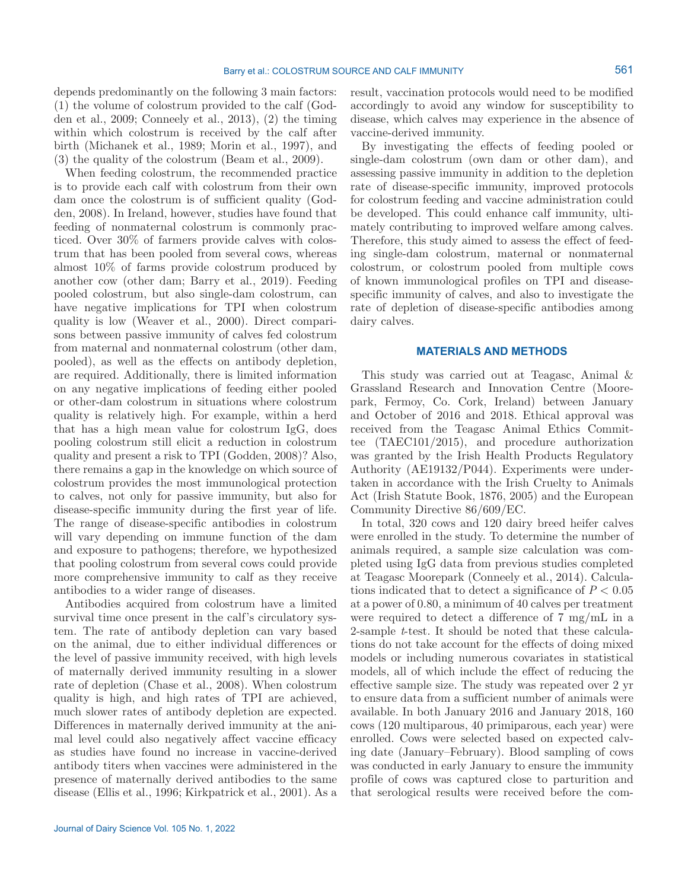depends predominantly on the following 3 main factors: (1) the volume of colostrum provided to the calf (Godden et al., 2009; Conneely et al., 2013), (2) the timing within which colostrum is received by the calf after birth (Michanek et al., 1989; Morin et al., 1997), and (3) the quality of the colostrum (Beam et al., 2009).

When feeding colostrum, the recommended practice is to provide each calf with colostrum from their own dam once the colostrum is of sufficient quality (Godden, 2008). In Ireland, however, studies have found that feeding of nonmaternal colostrum is commonly practiced. Over 30% of farmers provide calves with colostrum that has been pooled from several cows, whereas almost 10% of farms provide colostrum produced by another cow (other dam; Barry et al., 2019). Feeding pooled colostrum, but also single-dam colostrum, can have negative implications for TPI when colostrum quality is low (Weaver et al., 2000). Direct comparisons between passive immunity of calves fed colostrum from maternal and nonmaternal colostrum (other dam, pooled), as well as the effects on antibody depletion, are required. Additionally, there is limited information on any negative implications of feeding either pooled or other-dam colostrum in situations where colostrum quality is relatively high. For example, within a herd that has a high mean value for colostrum IgG, does pooling colostrum still elicit a reduction in colostrum quality and present a risk to TPI (Godden, 2008)? Also, there remains a gap in the knowledge on which source of colostrum provides the most immunological protection to calves, not only for passive immunity, but also for disease-specific immunity during the first year of life. The range of disease-specific antibodies in colostrum will vary depending on immune function of the dam and exposure to pathogens; therefore, we hypothesized that pooling colostrum from several cows could provide more comprehensive immunity to calf as they receive antibodies to a wider range of diseases.

Antibodies acquired from colostrum have a limited survival time once present in the calf's circulatory system. The rate of antibody depletion can vary based on the animal, due to either individual differences or the level of passive immunity received, with high levels of maternally derived immunity resulting in a slower rate of depletion (Chase et al., 2008). When colostrum quality is high, and high rates of TPI are achieved, much slower rates of antibody depletion are expected. Differences in maternally derived immunity at the animal level could also negatively affect vaccine efficacy as studies have found no increase in vaccine-derived antibody titers when vaccines were administered in the presence of maternally derived antibodies to the same disease (Ellis et al., 1996; Kirkpatrick et al., 2001). As a result, vaccination protocols would need to be modified accordingly to avoid any window for susceptibility to disease, which calves may experience in the absence of vaccine-derived immunity.

By investigating the effects of feeding pooled or single-dam colostrum (own dam or other dam), and assessing passive immunity in addition to the depletion rate of disease-specific immunity, improved protocols for colostrum feeding and vaccine administration could be developed. This could enhance calf immunity, ultimately contributing to improved welfare among calves. Therefore, this study aimed to assess the effect of feeding single-dam colostrum, maternal or nonmaternal colostrum, or colostrum pooled from multiple cows of known immunological profiles on TPI and disease-specific immunity of calves, and also to investigate the rate of depletion of disease-specific antibodies among dairy calves.

## MATERIALS AND METHODS

This study was carried out at Teagasc, Animal & Grassland Research and Innovation Centre (Moorepark, Fermoy, Co. Cork, Ireland) between January and October of 2016 and 2018. Ethical approval was received from the Teagasc Animal Ethics Committee (TAEC101/2015), and procedure authorization was granted by the Irish Health Products Regulatory Authority (AE19132/P044). Experiments were undertaken in accordance with the Irish Cruelty to Animals Act (Irish Statute Book, 1876, 2005) and the European Community Directive 86/609/EC.

In total, 320 cows and 120 dairy breed heifer calves were enrolled in the study. To determine the number of animals required, a sample size calculation was completed using IgG data from previous studies completed at Teagasc Moorepark (Conneely et al., 2014). Calculations indicated that to detect a significance of $P < 0.05$ at a power of 0.80, a minimum of 40 calves per treatment were required to detect a difference of 7 mg/mL in a 2-sample *t*-test. It should be noted that these calculations do not take account for the effects of doing mixed models or including numerous covariates in statistical models, all of which include the effect of reducing the effective sample size. The study was repeated over 2 yr to ensure data from a sufficient number of animals were available. In both January 2016 and January 2018, 160 cows (120 multiparous, 40 primiparous, each year) were enrolled. Cows were selected based on expected calving date (January–February). Blood sampling of cows was conducted in early January to ensure the immunity profile of cows was captured close to parturition and that serological results were received before the com-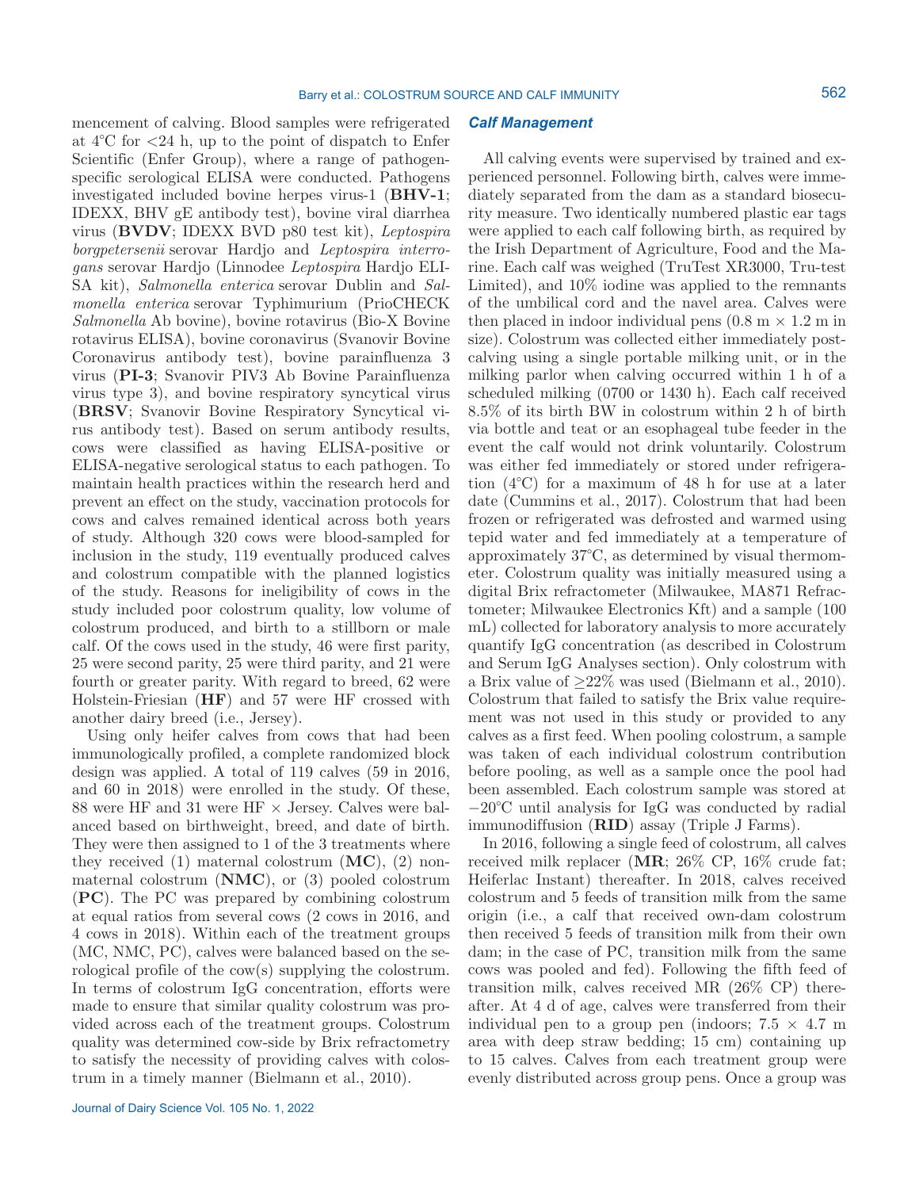mencement of calving. Blood samples were refrigerated at 4°C for <24 h, up to the point of dispatch to Enfer Scientific (Enfer Group), where a range of pathogen-specific serological ELISA were conducted. Pathogens investigated included bovine herpes virus-1 (**BHV-1**; IDEXX, BHV gE antibody test), bovine viral diarrhea virus (**BVDV**; IDEXX BVD p80 test kit), *Leptospira borgpetersenii* serovar Hardjo and *Leptospira interrogans* serovar Hardjo (Linnodee *Leptospira* Hardjo ELISA kit), *Salmonella enterica* serovar Dublin and *Salmonella enterica* serovar Typhimurium (PrioCHECK *Salmonella* Ab bovine), bovine rotavirus (Bio-X Bovine rotavirus ELISA), bovine coronavirus (Svanovir Bovine Coronavirus antibody test), bovine parainfluenza 3 virus (**PI-3**; Svanovir PIV3 Ab Bovine Parainfluenza virus type 3), and bovine respiratory syncytical virus (**BRSV**; Svanovir Bovine Respiratory Syncytical virus antibody test). Based on serum antibody results, cows were classified as having ELISA-positive or ELISA-negative serological status to each pathogen. To maintain health practices within the research herd and prevent an effect on the study, vaccination protocols for cows and calves remained identical across both years of study. Although 320 cows were blood-sampled for inclusion in the study, 119 eventually produced calves and colostrum compatible with the planned logistics of the study. Reasons for ineligibility of cows in the study included poor colostrum quality, low volume of colostrum produced, and birth to a stillborn or male calf. Of the cows used in the study, 46 were first parity, 25 were second parity, 25 were third parity, and 21 were fourth or greater parity. With regard to breed, 62 were Holstein-Friesian (**HF**) and 57 were HF crossed with another dairy breed (i.e., Jersey).

Using only heifer calves from cows that had been immunologically profiled, a complete randomized block design was applied. A total of 119 calves (59 in 2016, and 60 in 2018) were enrolled in the study. Of these, 88 were HF and 31 were HF × Jersey. Calves were balanced based on birthweight, breed, and date of birth. They were then assigned to 1 of the 3 treatments where they received (1) maternal colostrum (**MC**), (2) nonmaternal colostrum (**NMC**), or (3) pooled colostrum (**PC**). The PC was prepared by combining colostrum at equal ratios from several cows (2 cows in 2016, and 4 cows in 2018). Within each of the treatment groups (MC, NMC, PC), calves were balanced based on the serological profile of the cow(s) supplying the colostrum. In terms of colostrum IgG concentration, efforts were made to ensure that similar quality colostrum was provided across each of the treatment groups. Colostrum quality was determined cow-side by Brix refractometry to satisfy the necessity of providing calves with colostrum in a timely manner (Bielmann et al., 2010).

### *Calf Management*

All calving events were supervised by trained and experienced personnel. Following birth, calves were immediately separated from the dam as a standard biosecurity measure. Two identically numbered plastic ear tags were applied to each calf following birth, as required by the Irish Department of Agriculture, Food and the Marine. Each calf was weighed (TruTest XR3000, Tru-test Limited), and 10% iodine was applied to the remnants of the umbilical cord and the navel area. Calves were then placed in indoor individual pens (0.8 m × 1.2 m in size). Colostrum was collected either immediately post-calving using a single portable milking unit, or in the milking parlor when calving occurred within 1 h of a scheduled milking (0700 or 1430 h). Each calf received 8.5% of its birth BW in colostrum within 2 h of birth via bottle and teat or an esophageal tube feeder in the event the calf would not drink voluntarily. Colostrum was either fed immediately or stored under refrigeration (4°C) for a maximum of 48 h for use at a later date (Cummins et al., 2017). Colostrum that had been frozen or refrigerated was defrosted and warmed using tepid water and fed immediately at a temperature of approximately 37°C, as determined by visual thermometer. Colostrum quality was initially measured using a digital Brix refractometer (Milwaukee, MA871 Refractometer; Milwaukee Electronics Kft) and a sample (100 mL) collected for laboratory analysis to more accurately quantify IgG concentration (as described in Colostrum and Serum IgG Analyses section). Only colostrum with a Brix value of ≥22% was used (Bielmann et al., 2010). Colostrum that failed to satisfy the Brix value requirement was not used in this study or provided to any calves as a first feed. When pooling colostrum, a sample was taken of each individual colostrum contribution before pooling, as well as a sample once the pool had been assembled. Each colostrum sample was stored at −20°C until analysis for IgG was conducted by radial immunodiffusion (**RID**) assay (Triple J Farms).

In 2016, following a single feed of colostrum, all calves received milk replacer (**MR**; 26% CP, 16% crude fat; Heiferlac Instant) thereafter. In 2018, calves received colostrum and 5 feeds of transition milk from the same origin (i.e., a calf that received own-dam colostrum then received 5 feeds of transition milk from their own dam; in the case of PC, transition milk from the same cows was pooled and fed). Following the fifth feed of transition milk, calves received MR (26% CP) thereafter. At 4 d of age, calves were transferred from their individual pen to a group pen (indoors; 7.5 × 4.7 m area with deep straw bedding; 15 cm) containing up to 15 calves. Calves from each treatment group were evenly distributed across group pens. Once a group was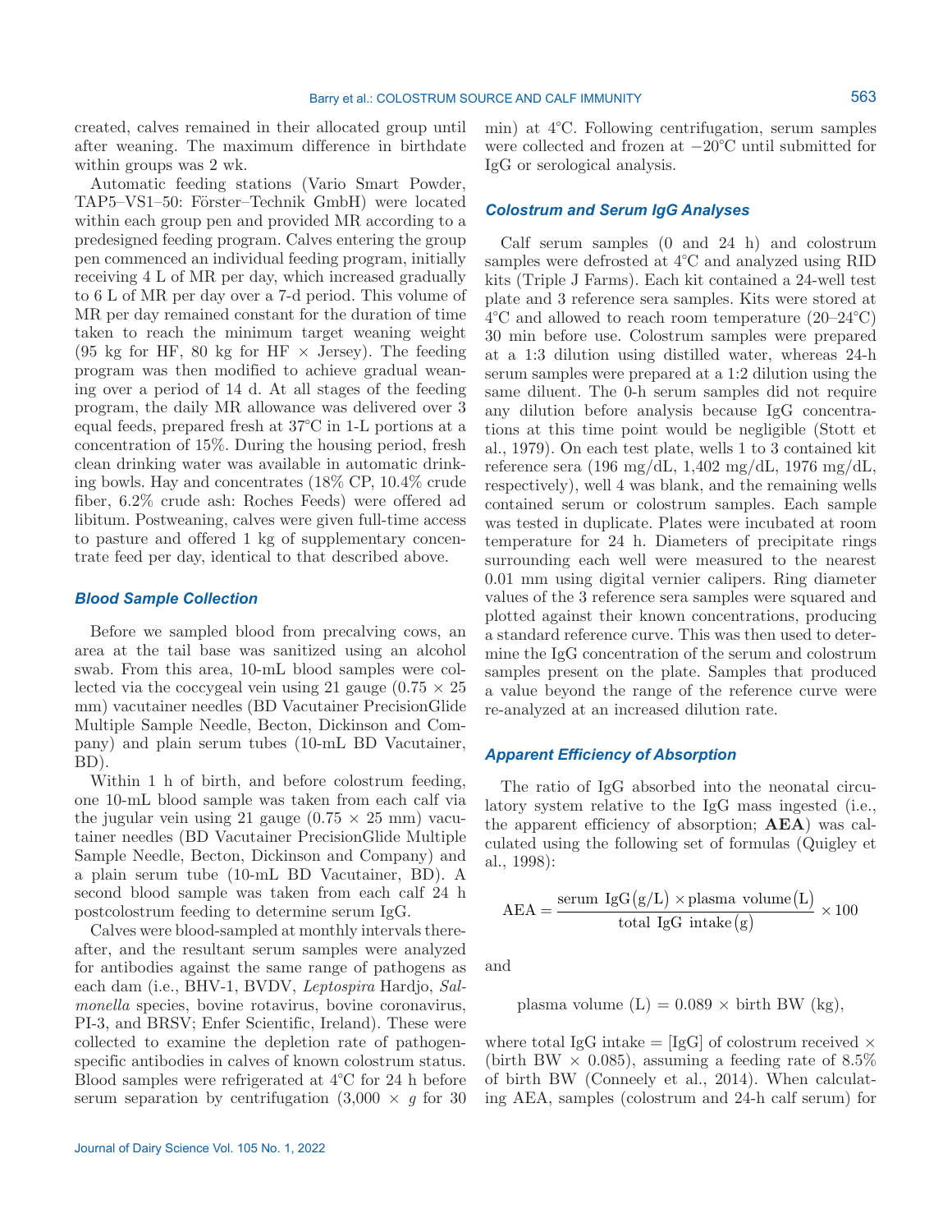created, calves remained in their allocated group until after weaning. The maximum difference in birthdate within groups was 2 wk.

Automatic feeding stations (Vario Smart Powder, TAP5–VS1–50: Förster–Technik GmbH) were located within each group pen and provided MR according to a predesigned feeding program. Calves entering the group pen commenced an individual feeding program, initially receiving 4 L of MR per day, which increased gradually to 6 L of MR per day over a 7-d period. This volume of MR per day remained constant for the duration of time taken to reach the minimum target weaning weight (95 kg for HF, 80 kg for HF × Jersey). The feeding program was then modified to achieve gradual weaning over a period of 14 d. At all stages of the feeding program, the daily MR allowance was delivered over 3 equal feeds, prepared fresh at 37°C in 1-L portions at a concentration of 15%. During the housing period, fresh clean drinking water was available in automatic drinking bowls. Hay and concentrates (18% CP, 10.4% crude fiber, 6.2% crude ash: Roches Feeds) were offered ad libitum. Postweaning, calves were given full-time access to pasture and offered 1 kg of supplementary concentrate feed per day, identical to that described above.

### Blood Sample Collection

Before we sampled blood from precalving cows, an area at the tail base was sanitized using an alcohol swab. From this area, 10-mL blood samples were collected via the coccygeal vein using 21 gauge (0.75 × 25 mm) vacutainer needles (BD Vacutainer PrecisionGlide Multiple Sample Needle, Becton, Dickinson and Company) and plain serum tubes (10-mL BD Vacutainer, BD).

Within 1 h of birth, and before colostrum feeding, one 10-mL blood sample was taken from each calf via the jugular vein using 21 gauge (0.75 × 25 mm) vacutainer needles (BD Vacutainer PrecisionGlide Multiple Sample Needle, Becton, Dickinson and Company) and a plain serum tube (10-mL BD Vacutainer, BD). A second blood sample was taken from each calf 24 h postcolostrum feeding to determine serum IgG.

Calves were blood-sampled at monthly intervals thereafter, and the resultant serum samples were analyzed for antibodies against the same range of pathogens as each dam (i.e., BHV-1, BVDV, *Leptospira* Hardjo, *Salmonella* species, bovine rotavirus, bovine coronavirus, PI-3, and BRSV; Enfer Scientific, Ireland). These were collected to examine the depletion rate of pathogen-specific antibodies in calves of known colostrum status. Blood samples were refrigerated at 4°C for 24 h before serum separation by centrifugation (3,000 × *g* for 30 min) at 4°C. Following centrifugation, serum samples were collected and frozen at −20°C until submitted for IgG or serological analysis.

### Colostrum and Serum IgG Analyses

Calf serum samples (0 and 24 h) and colostrum samples were defrosted at 4°C and analyzed using RID kits (Triple J Farms). Each kit contained a 24-well test plate and 3 reference sera samples. Kits were stored at 4°C and allowed to reach room temperature (20–24°C) 30 min before use. Colostrum samples were prepared at a 1:3 dilution using distilled water, whereas 24-h serum samples were prepared at a 1:2 dilution using the same diluent. The 0-h serum samples did not require any dilution before analysis because IgG concentrations at this time point would be negligible (Stott et al., 1979). On each test plate, wells 1 to 3 contained kit reference sera (196 mg/dL, 1,402 mg/dL, 1976 mg/dL, respectively), well 4 was blank, and the remaining wells contained serum or colostrum samples. Each sample was tested in duplicate. Plates were incubated at room temperature for 24 h. Diameters of precipitate rings surrounding each well were measured to the nearest 0.01 mm using digital vernier calipers. Ring diameter values of the 3 reference sera samples were squared and plotted against their known concentrations, producing a standard reference curve. This was then used to determine the IgG concentration of the serum and colostrum samples present on the plate. Samples that produced a value beyond the range of the reference curve were re-analyzed at an increased dilution rate.

### Apparent Efficiency of Absorption

The ratio of IgG absorbed into the neonatal circulatory system relative to the IgG mass ingested (i.e., the apparent efficiency of absorption; **AEA**) was calculated using the following set of formulas (Quigley et al., 1998):

$$\text{AEA} = \frac{\text{serum IgG}(\text{g/L}) \times \text{plasma volume}(\text{L})}{\text{total IgG intake}(\text{g})} \times 100$$

and

$$\text{plasma volume (L)} = 0.089 \times \text{birth BW (kg)},$$

where total IgG intake = [IgG] of colostrum received × (birth BW × 0.085), assuming a feeding rate of 8.5% of birth BW (Conneely et al., 2014). When calculating AEA, samples (colostrum and 24-h calf serum) for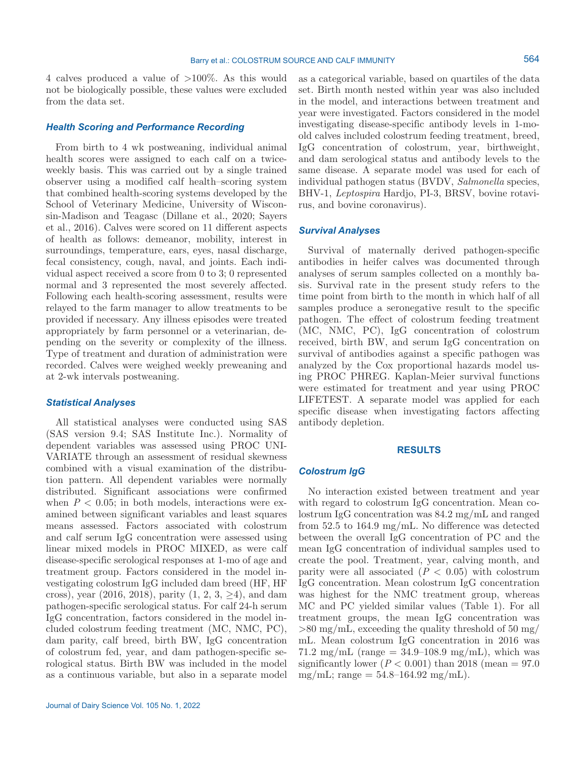4 calves produced a value of >100%. As this would not be biologically possible, these values were excluded from the data set.

### Health Scoring and Performance Recording

From birth to 4 wk postweaning, individual animal health scores were assigned to each calf on a twice-weekly basis. This was carried out by a single trained observer using a modified calf health–scoring system that combined health-scoring systems developed by the School of Veterinary Medicine, University of Wisconsin-Madison and Teagasc (Dillane et al., 2020; Sayers et al., 2016). Calves were scored on 11 different aspects of health as follows: demeanor, mobility, interest in surroundings, temperature, ears, eyes, nasal discharge, fecal consistency, cough, naval, and joints. Each individual aspect received a score from 0 to 3; 0 represented normal and 3 represented the most severely affected. Following each health-scoring assessment, results were relayed to the farm manager to allow treatments to be provided if necessary. Any illness episodes were treated appropriately by farm personnel or a veterinarian, depending on the severity or complexity of the illness. Type of treatment and duration of administration were recorded. Calves were weighed weekly preweaning and at 2-wk intervals postweaning.

### Statistical Analyses

All statistical analyses were conducted using SAS (SAS version 9.4; SAS Institute Inc.). Normality of dependent variables was assessed using PROC UNIVARIATE through an assessment of residual skewness combined with a visual examination of the distribution pattern. All dependent variables were normally distributed. Significant associations were confirmed when $P < 0.05$; in both models, interactions were examined between significant variables and least squares means assessed. Factors associated with colostrum and calf serum IgG concentration were assessed using linear mixed models in PROC MIXED, as were calf disease-specific serological responses at 1-mo of age and treatment group. Factors considered in the model investigating colostrum IgG included dam breed (HF, HF cross), year (2016, 2018), parity (1, 2, 3, ≥4), and dam pathogen-specific serological status. For calf 24-h serum IgG concentration, factors considered in the model included colostrum feeding treatment (MC, NMC, PC), dam parity, calf breed, birth BW, IgG concentration of colostrum fed, year, and dam pathogen-specific serological status. Birth BW was included in the model as a continuous variable, but also in a separate model as a categorical variable, based on quartiles of the data set. Birth month nested within year was also included in the model, and interactions between treatment and year were investigated. Factors considered in the model investigating disease-specific antibody levels in 1-mo-old calves included colostrum feeding treatment, breed, IgG concentration of colostrum, year, birthweight, and dam serological status and antibody levels to the same disease. A separate model was used for each of individual pathogen status (BVDV, *Salmonella* species, BHV-1, *Leptospira* Hardjo, PI-3, BRSV, bovine rotavirus, and bovine coronavirus).

### Survival Analyses

Survival of maternally derived pathogen-specific antibodies in heifer calves was documented through analyses of serum samples collected on a monthly basis. Survival rate in the present study refers to the time point from birth to the month in which half of all samples produce a seronegative result to the specific pathogen. The effect of colostrum feeding treatment (MC, NMC, PC), IgG concentration of colostrum received, birth BW, and serum IgG concentration on survival of antibodies against a specific pathogen was analyzed by the Cox proportional hazards model using PROC PHREG. Kaplan-Meier survival functions were estimated for treatment and year using PROC LIFETEST. A separate model was applied for each specific disease when investigating factors affecting antibody depletion.

## RESULTS

### Colostrum IgG

No interaction existed between treatment and year with regard to colostrum IgG concentration. Mean colostrum IgG concentration was 84.2 mg/mL and ranged from 52.5 to 164.9 mg/mL. No difference was detected between the overall IgG concentration of PC and the mean IgG concentration of individual samples used to create the pool. Treatment, year, calving month, and parity were all associated ($P < 0.05$) with colostrum IgG concentration. Mean colostrum IgG concentration was highest for the NMC treatment group, whereas MC and PC yielded similar values (Table 1). For all treatment groups, the mean IgG concentration was >80 mg/mL, exceeding the quality threshold of 50 mg/mL. Mean colostrum IgG concentration in 2016 was 71.2 mg/mL (range = 34.9–108.9 mg/mL), which was significantly lower ($P < 0.001$) than 2018 (mean = 97.0 mg/mL; range = 54.8–164.92 mg/mL).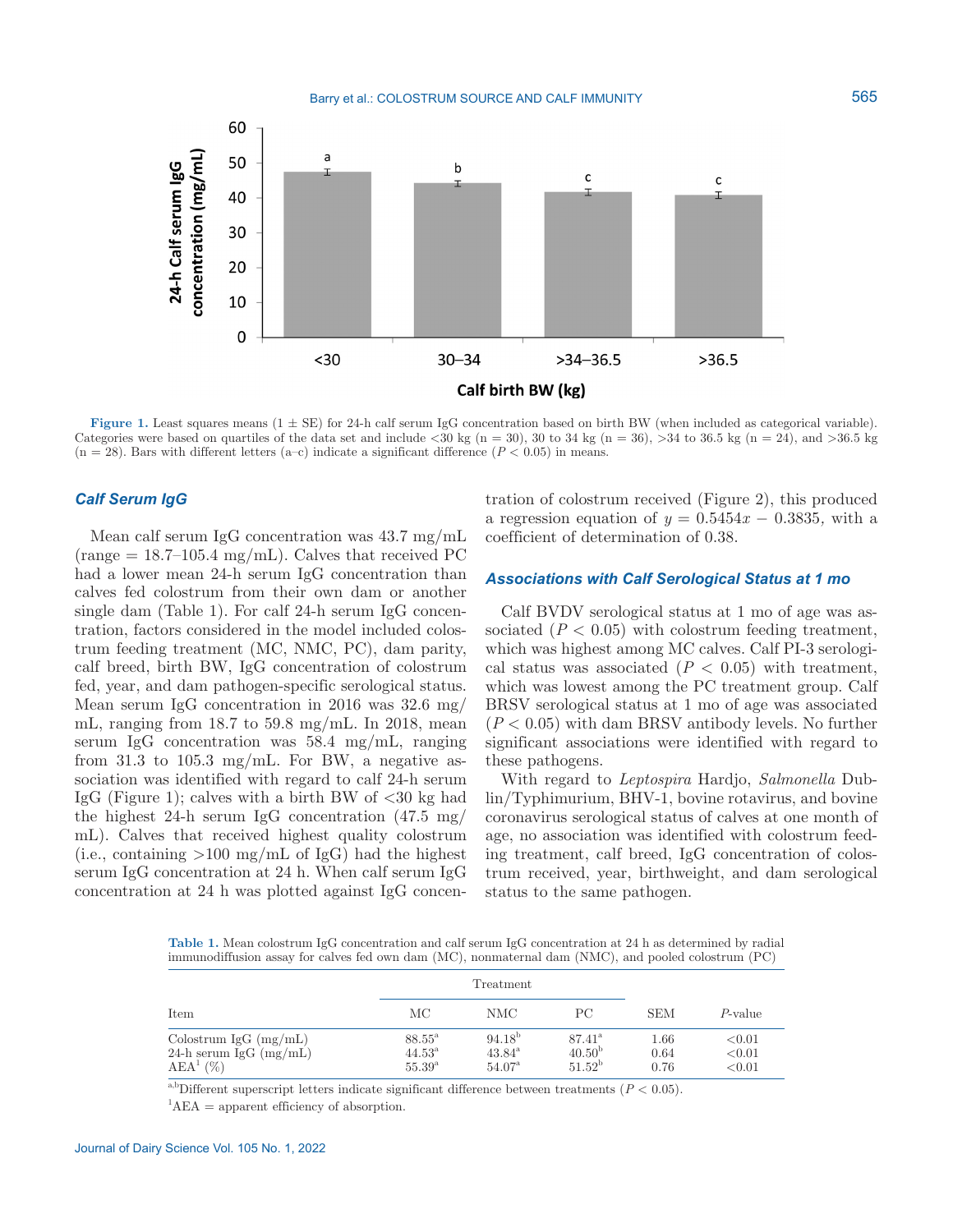Figure 1. Least squares means (1 ± SE) for 24-h calf serum IgG concentration based on birth BW (when included as categorical variable). Categories were based on quartiles of the data set and include <30 kg (n = 30), 30 to 34 kg (n = 36), >34 to 36.5 kg (n = 24), and >36.5 kg (n = 28). Bars with different letters (a–c) indicate a significant difference ($P < 0.05$) in means.

### Calf Serum IgG

Mean calf serum IgG concentration was 43.7 mg/mL (range = 18.7–105.4 mg/mL). Calves that received PC had a lower mean 24-h serum IgG concentration than calves fed colostrum from their own dam or another single dam (Table 1). For calf 24-h serum IgG concentration, factors considered in the model included colostrum feeding treatment (MC, NMC, PC), dam parity, calf breed, birth BW, IgG concentration of colostrum fed, year, and dam pathogen-specific serological status. Mean serum IgG concentration in 2016 was 32.6 mg/mL, ranging from 18.7 to 59.8 mg/mL. In 2018, mean serum IgG concentration was 58.4 mg/mL, ranging from 31.3 to 105.3 mg/mL. For BW, a negative association was identified with regard to calf 24-h serum IgG (Figure 1); calves with a birth BW of <30 kg had the highest 24-h serum IgG concentration (47.5 mg/mL). Calves that received highest quality colostrum (i.e., containing >100 mg/mL of IgG) had the highest serum IgG concentration at 24 h. When calf serum IgG concentration at 24 h was plotted against IgG concentration of colostrum received (Figure 2), this produced a regression equation of $y = 0.5454x - 0.3835$, with a coefficient of determination of 0.38.

### Associations with Calf Serological Status at 1 mo

Calf BVDV serological status at 1 mo of age was associated ($P < 0.05$) with colostrum feeding treatment, which was highest among MC calves. Calf PI-3 serological status was associated ($P < 0.05$) with treatment, which was lowest among the PC treatment group. Calf BRSV serological status at 1 mo of age was associated ($P < 0.05$) with dam BRSV antibody levels. No further significant associations were identified with regard to these pathogens.

With regard to *Leptospira* Hardjo, *Salmonella* Dublin/Typhimurium, BHV-1, bovine rotavirus, and bovine coronavirus serological status of calves at one month of age, no association was identified with colostrum feeding treatment, calf breed, IgG concentration of colostrum received, year, birthweight, and dam serological status to the same pathogen.

Table 1. Mean colostrum IgG concentration and calf serum IgG concentration at 24 h as determined by radial immunodiffusion assay for calves fed own dam (MC), nonmaternal dam (NMC), and pooled colostrum (PC)

| Item | Treatment | | | SEM | P-value |
|---|---|---|---|---|---|
| | MC | NMC | PC | | |
| Colostrum IgG (mg/mL) | 88.55[a] | 94.18[b] | 87.41[a] | 1.66 | <0.01 |
| 24-h serum IgG (mg/mL) | 44.53[a] | 43.84[a] | 40.50[b] | 0.64 | <0.01 |
| AEA[1] (%) | 55.39[a] | 54.07[a] | 51.52[b] | 0.76 | <0.01 |

[a,b]Different superscript letters indicate significant difference between treatments ($P < 0.05$).

[1]AEA = apparent efficiency of absorption.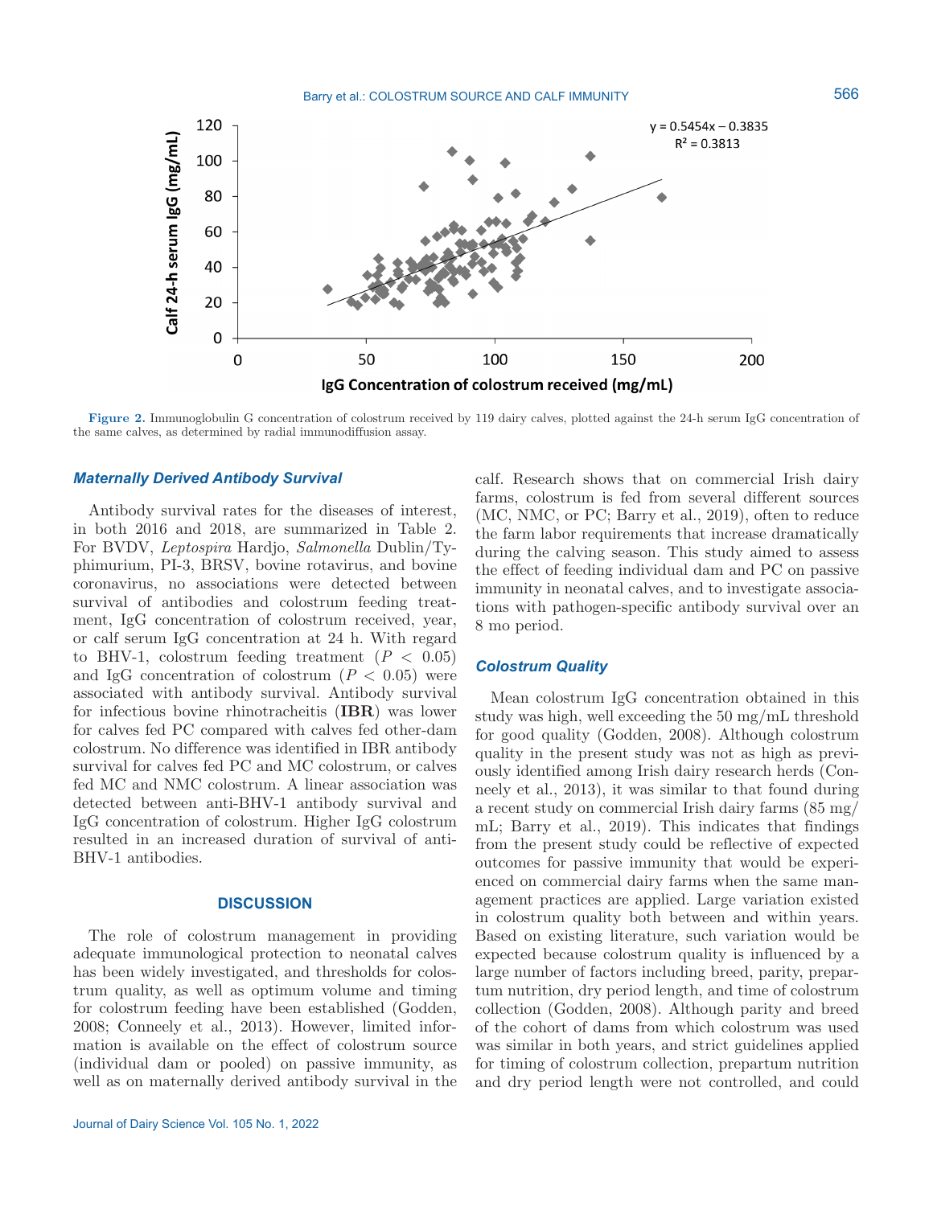Figure 2. Immunoglobulin G concentration of colostrum received by 119 dairy calves, plotted against the 24-h serum IgG concentration of the same calves, as determined by radial immunodiffusion assay.

### Maternally Derived Antibody Survival

Antibody survival rates for the diseases of interest, in both 2016 and 2018, are summarized in Table 2. For BVDV, *Leptospira* Hardjo, *Salmonella* Dublin/Typhimurium, PI-3, BRSV, bovine rotavirus, and bovine coronavirus, no associations were detected between survival of antibodies and colostrum feeding treatment, IgG concentration of colostrum received, year, or calf serum IgG concentration at 24 h. With regard to BHV-1, colostrum feeding treatment ($P < 0.05$) and IgG concentration of colostrum ($P < 0.05$) were associated with antibody survival. Antibody survival for infectious bovine rhinotracheitis (**IBR**) was lower for calves fed PC compared with calves fed other-dam colostrum. No difference was identified in IBR antibody survival for calves fed PC and MC colostrum, or calves fed MC and NMC colostrum. A linear association was detected between anti-BHV-1 antibody survival and IgG concentration of colostrum. Higher IgG colostrum resulted in an increased duration of survival of anti-BHV-1 antibodies.

## DISCUSSION

The role of colostrum management in providing adequate immunological protection to neonatal calves has been widely investigated, and thresholds for colostrum quality, as well as optimum volume and timing for colostrum feeding have been established (Godden, 2008; Conneely et al., 2013). However, limited information is available on the effect of colostrum source (individual dam or pooled) on passive immunity, as well as on maternally derived antibody survival in the calf. Research shows that on commercial Irish dairy farms, colostrum is fed from several different sources (MC, NMC, or PC; Barry et al., 2019), often to reduce the farm labor requirements that increase dramatically during the calving season. This study aimed to assess the effect of feeding individual dam and PC on passive immunity in neonatal calves, and to investigate associations with pathogen-specific antibody survival over an 8 mo period.

### Colostrum Quality

Mean colostrum IgG concentration obtained in this study was high, well exceeding the 50 mg/mL threshold for good quality (Godden, 2008). Although colostrum quality in the present study was not as high as previously identified among Irish dairy research herds (Conneely et al., 2013), it was similar to that found during a recent study on commercial Irish dairy farms (85 mg/mL; Barry et al., 2019). This indicates that findings from the present study could be reflective of expected outcomes for passive immunity that would be experienced on commercial dairy farms when the same management practices are applied. Large variation existed in colostrum quality both between and within years. Based on existing literature, such variation would be expected because colostrum quality is influenced by a large number of factors including breed, parity, prepartum nutrition, dry period length, and time of colostrum collection (Godden, 2008). Although parity and breed of the cohort of dams from which colostrum was used was similar in both years, and strict guidelines applied for timing of colostrum collection, prepartum nutrition and dry period length were not controlled, and could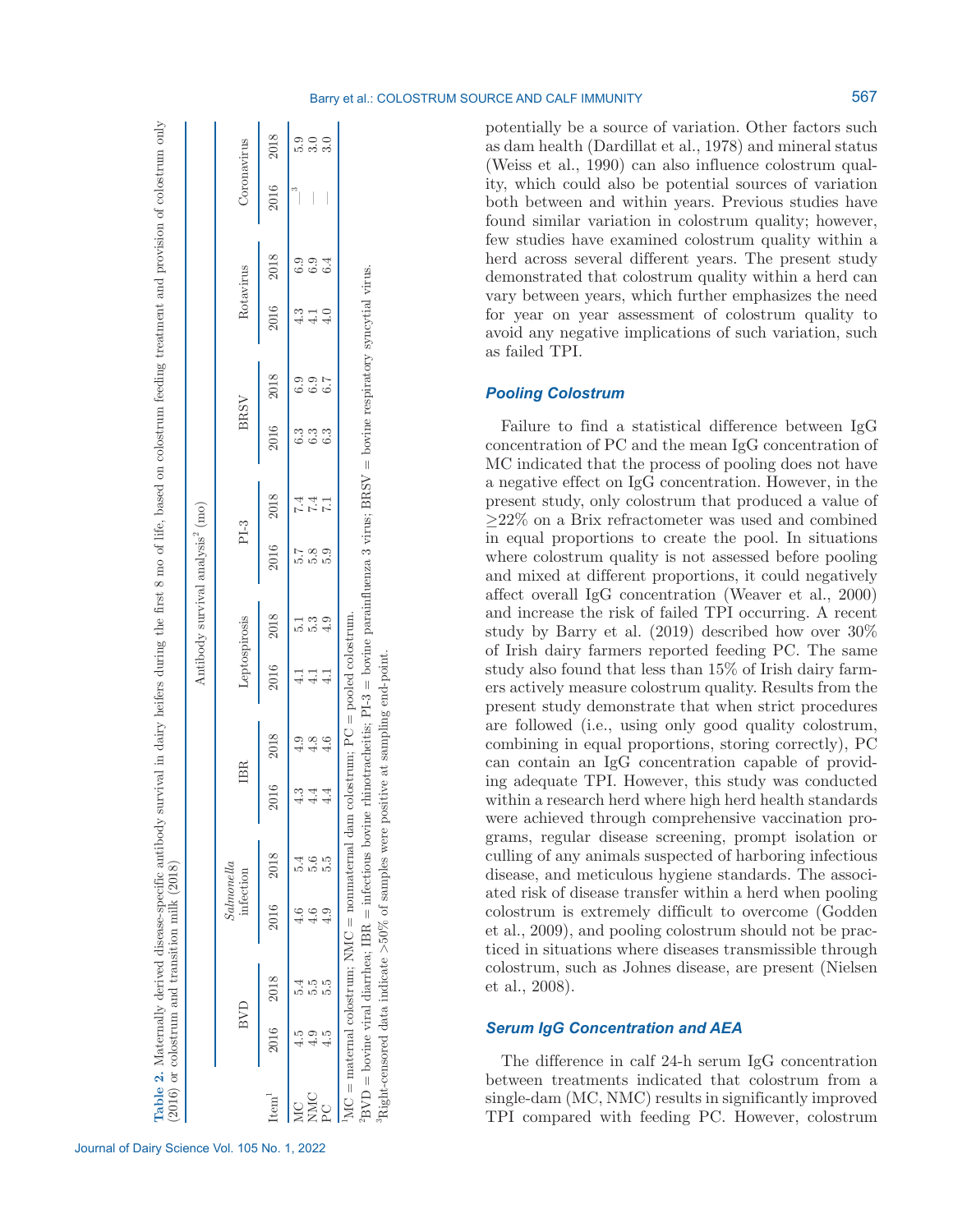**Table 2.** Maternally derived disease-specific antibody survival in dairy heifers during the first 8 mo of life, based on colostrum feeding treatment and provision of colostrum only (2016) or colostrum and transition milk (2018)

| Item[1] | Antibody survival analysis[2] (mo) | | | | | | | | | | | | | | | |
|---|---|---|---|---|---|---|---|---|---|---|---|---|---|---|---|---|
| | BVD | | *Salmonella* infection | | IBR | | Leptospirosis | | PI-3 | | BRSV | | Rotavirus | | Coronavirus | |
| | 2016 | 2018 | 2016 | 2018 | 2016 | 2018 | 2016 | 2018 | 2016 | 2018 | 2016 | 2018 | 2016 | 2018 | 2016 | 2018 |
| MC | 4.5 | 5.4 | 4.6 | 5.4 | 4.3 | 4.9 | 4.1 | 5.1 | 5.7 | 7.4 | 6.3 | 6.9 | 4.3 | 6.9 | —[3] | 5.9 |
| NMC | 4.9 | 5.5 | 4.6 | 5.6 | 4.4 | 4.8 | 4.1 | 5.3 | 5.8 | 7.4 | 6.3 | 6.9 | 4.1 | 6.9 | — | 3.0 |
| PC | 4.5 | 5.5 | 4.9 | 5.5 | 4.4 | 4.6 | 4.1 | 4.9 | 5.9 | 7.1 | 6.3 | 6.7 | 4.0 | 6.4 | — | 3.0 |

[1]MC = maternal dam colostrum; NMC = nonmaternal dam colostrum; PC = pooled colostrum.

[2]BVD = bovine viral diarrhea; IBR = infectious bovine rhinotracheitis; PI-3 = bovine parainfluenza 3 virus; BRSV = bovine respiratory syncytial virus.

[3]Right-censored data indicate >50% of samples were positive at sampling end-point.

potentially be a source of variation. Other factors such as dam health (Dardillat et al., 1978) and mineral status (Weiss et al., 1990) can also influence colostrum quality, which could also be potential sources of variation both between and within years. Previous studies have found similar variation in colostrum quality; however, few studies have examined colostrum quality within a herd across several different years. The present study demonstrated that colostrum quality within a herd can vary between years, which further emphasizes the need for year on year assessment of colostrum quality to avoid any negative implications of such variation, such as failed TPI.

### Pooling Colostrum

Failure to find a statistical difference between IgG concentration of PC and the mean IgG concentration of MC indicated that the process of pooling does not have a negative effect on IgG concentration. However, in the present study, only colostrum that produced a value of ≥22% on a Brix refractometer was used and combined in equal proportions to create the pool. In situations where colostrum quality is not assessed before pooling and mixed at different proportions, it could negatively affect overall IgG concentration (Weaver et al., 2000) and increase the risk of failed TPI occurring. A recent study by Barry et al. (2019) described how over 30% of Irish dairy farmers reported feeding PC. The same study also found that less than 15% of Irish dairy farmers actively measure colostrum quality. Results from the present study demonstrate that when strict procedures are followed (i.e., using only good quality colostrum, combining in equal proportions, storing correctly), PC can contain an IgG concentration capable of providing adequate TPI. However, this study was conducted within a research herd where high herd health standards were achieved through comprehensive vaccination programs, regular disease screening, prompt isolation or culling of any animals suspected of harboring infectious disease, and meticulous hygiene standards. The associated risk of disease transfer within a herd when pooling colostrum is extremely difficult to overcome (Godden et al., 2009), and pooling colostrum should not be practiced in situations where diseases transmissible through colostrum, such as Johnes disease, are present (Nielsen et al., 2008).

### Serum IgG Concentration and AEA

The difference in calf 24-h serum IgG concentration between treatments indicated that colostrum from a single-dam (MC, NMC) results in significantly improved TPI compared with feeding PC. However, colostrum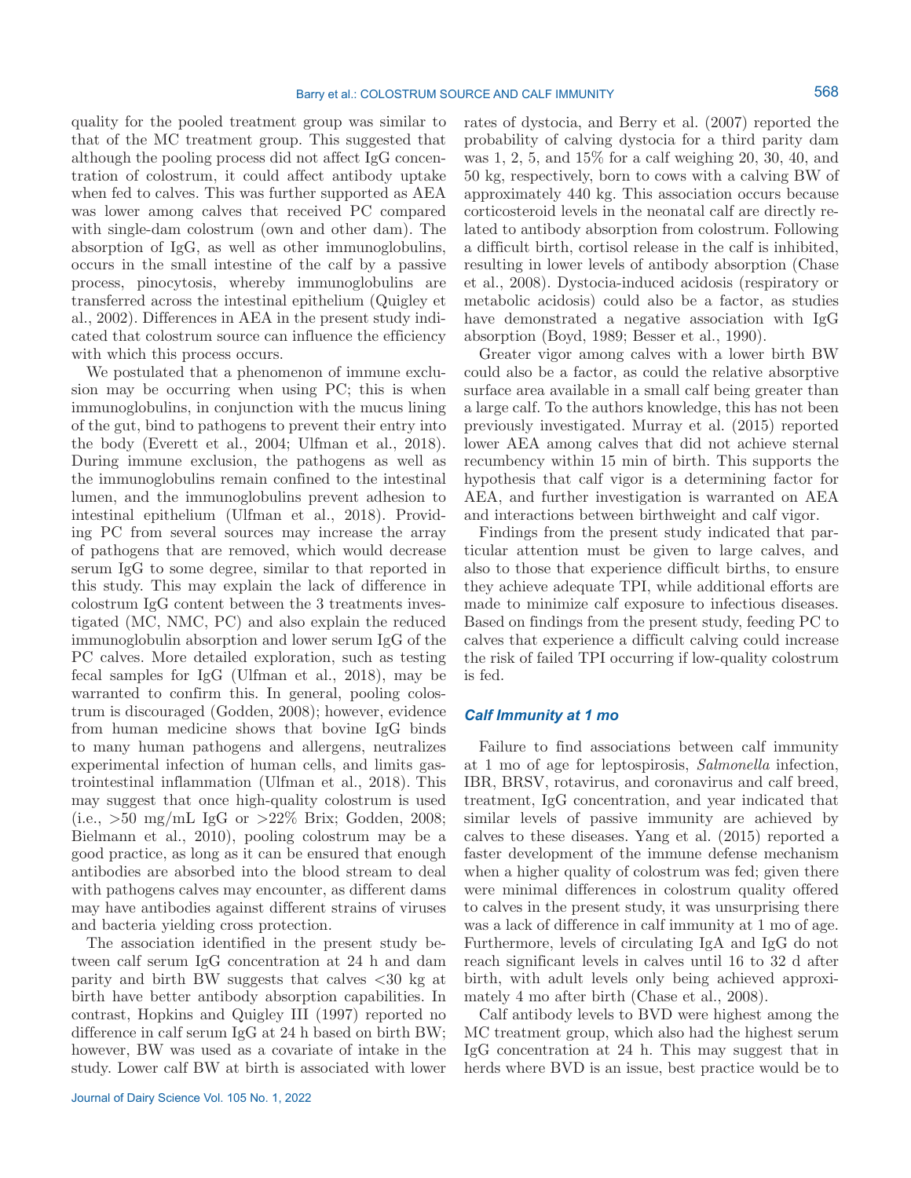quality for the pooled treatment group was similar to that of the MC treatment group. This suggested that although the pooling process did not affect IgG concentration of colostrum, it could affect antibody uptake when fed to calves. This was further supported as AEA was lower among calves that received PC compared with single-dam colostrum (own and other dam). The absorption of IgG, as well as other immunoglobulins, occurs in the small intestine of the calf by a passive process, pinocytosis, whereby immunoglobulins are transferred across the intestinal epithelium (Quigley et al., 2002). Differences in AEA in the present study indicated that colostrum source can influence the efficiency with which this process occurs.

We postulated that a phenomenon of immune exclusion may be occurring when using PC; this is when immunoglobulins, in conjunction with the mucus lining of the gut, bind to pathogens to prevent their entry into the body (Everett et al., 2004; Ulfman et al., 2018). During immune exclusion, the pathogens as well as the immunoglobulins remain confined to the intestinal lumen, and the immunoglobulins prevent adhesion to intestinal epithelium (Ulfman et al., 2018). Providing PC from several sources may increase the array of pathogens that are removed, which would decrease serum IgG to some degree, similar to that reported in this study. This may explain the lack of difference in colostrum IgG content between the 3 treatments investigated (MC, NMC, PC) and also explain the reduced immunoglobulin absorption and lower serum IgG of the PC calves. More detailed exploration, such as testing fecal samples for IgG (Ulfman et al., 2018), may be warranted to confirm this. In general, pooling colostrum is discouraged (Godden, 2008); however, evidence from human medicine shows that bovine IgG binds to many human pathogens and allergens, neutralizes experimental infection of human cells, and limits gastrointestinal inflammation (Ulfman et al., 2018). This may suggest that once high-quality colostrum is used (i.e., >50 mg/mL IgG or >22% Brix; Godden, 2008; Bielmann et al., 2010), pooling colostrum may be a good practice, as long as it can be ensured that enough antibodies are absorbed into the blood stream to deal with pathogens calves may encounter, as different dams may have antibodies against different strains of viruses and bacteria yielding cross protection.

The association identified in the present study between calf serum IgG concentration at 24 h and dam parity and birth BW suggests that calves <30 kg at birth have better antibody absorption capabilities. In contrast, Hopkins and Quigley III (1997) reported no difference in calf serum IgG at 24 h based on birth BW; however, BW was used as a covariate of intake in the study. Lower calf BW at birth is associated with lower rates of dystocia, and Berry et al. (2007) reported the probability of calving dystocia for a third parity dam was 1, 2, 5, and 15% for a calf weighing 20, 30, 40, and 50 kg, respectively, born to cows with a calving BW of approximately 440 kg. This association occurs because corticosteroid levels in the neonatal calf are directly related to antibody absorption from colostrum. Following a difficult birth, cortisol release in the calf is inhibited, resulting in lower levels of antibody absorption (Chase et al., 2008). Dystocia-induced acidosis (respiratory or metabolic acidosis) could also be a factor, as studies have demonstrated a negative association with IgG absorption (Boyd, 1989; Besser et al., 1990).

Greater vigor among calves with a lower birth BW could also be a factor, as could the relative absorptive surface area available in a small calf being greater than a large calf. To the authors knowledge, this has not been previously investigated. Murray et al. (2015) reported lower AEA among calves that did not achieve sternal recumbency within 15 min of birth. This supports the hypothesis that calf vigor is a determining factor for AEA, and further investigation is warranted on AEA and interactions between birthweight and calf vigor.

Findings from the present study indicated that particular attention must be given to large calves, and also to those that experience difficult births, to ensure they achieve adequate TPI, while additional efforts are made to minimize calf exposure to infectious diseases. Based on findings from the present study, feeding PC to calves that experience a difficult calving could increase the risk of failed TPI occurring if low-quality colostrum is fed.

### *Calf Immunity at 1 mo*

Failure to find associations between calf immunity at 1 mo of age for leptospirosis, *Salmonella* infection, IBR, BRSV, rotavirus, and coronavirus and calf breed, treatment, IgG concentration, and year indicated that similar levels of passive immunity are achieved by calves to these diseases. Yang et al. (2015) reported a faster development of the immune defense mechanism when a higher quality of colostrum was fed; given there were minimal differences in colostrum quality offered to calves in the present study, it was unsurprising there was a lack of difference in calf immunity at 1 mo of age. Furthermore, levels of circulating IgA and IgG do not reach significant levels in calves until 16 to 32 d after birth, with adult levels only being achieved approximately 4 mo after birth (Chase et al., 2008).

Calf antibody levels to BVD were highest among the MC treatment group, which also had the highest serum IgG concentration at 24 h. This may suggest that in herds where BVD is an issue, best practice would be to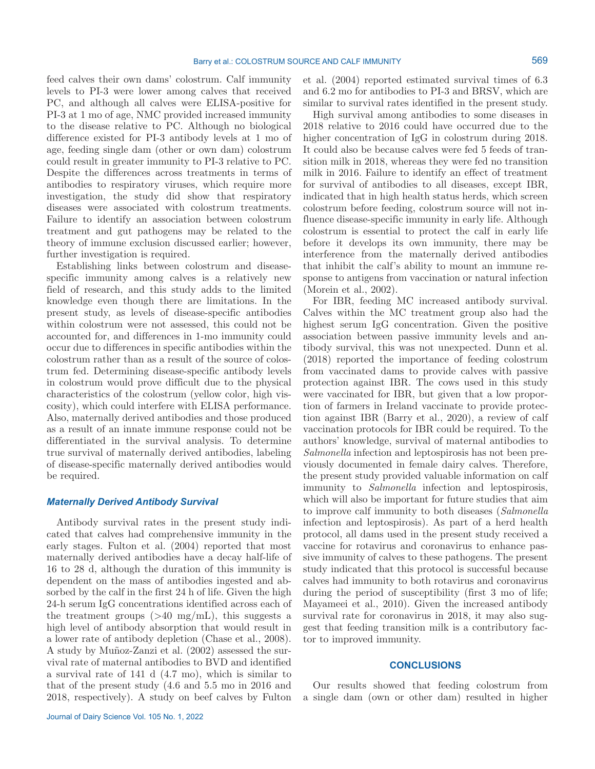feed calves their own dams' colostrum. Calf immunity levels to PI-3 were lower among calves that received PC, and although all calves were ELISA-positive for PI-3 at 1 mo of age, NMC provided increased immunity to the disease relative to PC. Although no biological difference existed for PI-3 antibody levels at 1 mo of age, feeding single dam (other or own dam) colostrum could result in greater immunity to PI-3 relative to PC. Despite the differences across treatments in terms of antibodies to respiratory viruses, which require more investigation, the study did show that respiratory diseases were associated with colostrum treatments. Failure to identify an association between colostrum treatment and gut pathogens may be related to the theory of immune exclusion discussed earlier; however, further investigation is required.

Establishing links between colostrum and disease-specific immunity among calves is a relatively new field of research, and this study adds to the limited knowledge even though there are limitations. In the present study, as levels of disease-specific antibodies within colostrum were not assessed, this could not be accounted for, and differences in 1-mo immunity could occur due to differences in specific antibodies within the colostrum rather than as a result of the source of colostrum fed. Determining disease-specific antibody levels in colostrum would prove difficult due to the physical characteristics of the colostrum (yellow color, high viscosity), which could interfere with ELISA performance. Also, maternally derived antibodies and those produced as a result of an innate immune response could not be differentiated in the survival analysis. To determine true survival of maternally derived antibodies, labeling of disease-specific maternally derived antibodies would be required.

### Maternally Derived Antibody Survival

Antibody survival rates in the present study indicated that calves had comprehensive immunity in the early stages. Fulton et al. (2004) reported that most maternally derived antibodies have a decay half-life of 16 to 28 d, although the duration of this immunity is dependent on the mass of antibodies ingested and absorbed by the calf in the first 24 h of life. Given the high 24-h serum IgG concentrations identified across each of the treatment groups (>40 mg/mL), this suggests a high level of antibody absorption that would result in a lower rate of antibody depletion (Chase et al., 2008). A study by Muñoz-Zanzi et al. (2002) assessed the survival rate of maternal antibodies to BVD and identified a survival rate of 141 d (4.7 mo), which is similar to that of the present study (4.6 and 5.5 mo in 2016 and 2018, respectively). A study on beef calves by Fulton et al. (2004) reported estimated survival times of 6.3 and 6.2 mo for antibodies to PI-3 and BRSV, which are similar to survival rates identified in the present study.

High survival among antibodies to some diseases in 2018 relative to 2016 could have occurred due to the higher concentration of IgG in colostrum during 2018. It could also be because calves were fed 5 feeds of transition milk in 2018, whereas they were fed no transition milk in 2016. Failure to identify an effect of treatment for survival of antibodies to all diseases, except IBR, indicated that in high health status herds, which screen colostrum before feeding, colostrum source will not influence disease-specific immunity in early life. Although colostrum is essential to protect the calf in early life before it develops its own immunity, there may be interference from the maternally derived antibodies that inhibit the calf's ability to mount an immune response to antigens from vaccination or natural infection (Morein et al., 2002).

For IBR, feeding MC increased antibody survival. Calves within the MC treatment group also had the highest serum IgG concentration. Given the positive association between passive immunity levels and antibody survival, this was not unexpected. Dunn et al. (2018) reported the importance of feeding colostrum from vaccinated dams to provide calves with passive protection against IBR. The cows used in this study were vaccinated for IBR, but given that a low proportion of farmers in Ireland vaccinate to provide protection against IBR (Barry et al., 2020), a review of calf vaccination protocols for IBR could be required. To the authors' knowledge, survival of maternal antibodies to *Salmonella* infection and leptospirosis has not been previously documented in female dairy calves. Therefore, the present study provided valuable information on calf immunity to *Salmonella* infection and leptospirosis, which will also be important for future studies that aim to improve calf immunity to both diseases (*Salmonella* infection and leptospirosis). As part of a herd health protocol, all dams used in the present study received a vaccine for rotavirus and coronavirus to enhance passive immunity of calves to these pathogens. The present study indicated that this protocol is successful because calves had immunity to both rotavirus and coronavirus during the period of susceptibility (first 3 mo of life; Mayameei et al., 2010). Given the increased antibody survival rate for coronavirus in 2018, it may also suggest that feeding transition milk is a contributory factor to improved immunity.

## CONCLUSIONS

Our results showed that feeding colostrum from a single dam (own or other dam) resulted in higher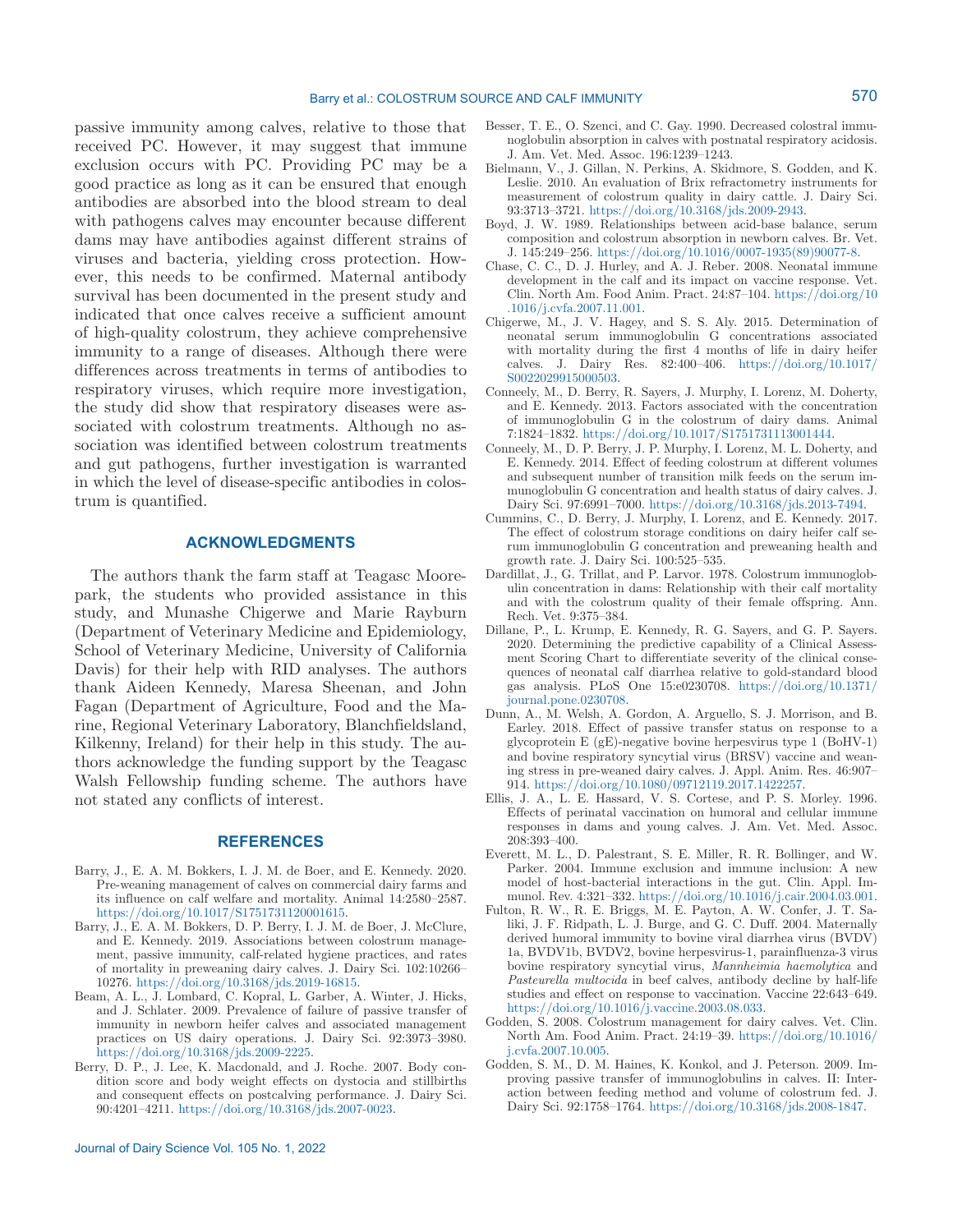passive immunity among calves, relative to those that received PC. However, it may suggest that immune exclusion occurs with PC. Providing PC may be a good practice as long as it can be ensured that enough antibodies are absorbed into the blood stream to deal with pathogens calves may encounter because different dams may have antibodies against different strains of viruses and bacteria, yielding cross protection. However, this needs to be confirmed. Maternal antibody survival has been documented in the present study and indicated that once calves receive a sufficient amount of high-quality colostrum, they achieve comprehensive immunity to a range of diseases. Although there were differences across treatments in terms of antibodies to respiratory viruses, which require more investigation, the study did show that respiratory diseases were associated with colostrum treatments. Although no association was identified between colostrum treatments and gut pathogens, further investigation is warranted in which the level of disease-specific antibodies in colostrum is quantified.

## ACKNOWLEDGMENTS

The authors thank the farm staff at Teagasc Moorepark, the students who provided assistance in this study, and Munashe Chigerwe and Marie Rayburn (Department of Veterinary Medicine and Epidemiology, School of Veterinary Medicine, University of California Davis) for their help with RID analyses. The authors thank Aideen Kennedy, Maresa Sheenan, and John Fagan (Department of Agriculture, Food and the Marine, Regional Veterinary Laboratory, Blanchfieldsland, Kilkenny, Ireland) for their help in this study. The authors acknowledge the funding support by the Teagasc Walsh Fellowship funding scheme. The authors have not stated any conflicts of interest.

## REFERENCES

Barry, J., E. A. M. Bokkers, I. J. M. de Boer, and E. Kennedy. 2020. Pre-weaning management of calves on commercial dairy farms and its influence on calf welfare and mortality. Animal 14:2580–2587. https://doi.org/10.1017/S1751731120001615.

Barry, J., E. A. M. Bokkers, D. P. Berry, I. J. M. de Boer, J. McClure, and E. Kennedy. 2019. Associations between colostrum management, passive immunity, calf-related hygiene practices, and rates of mortality in preweaning dairy calves. J. Dairy Sci. 102:10266–10276. https://doi.org/10.3168/jds.2019-16815.

Beam, A. L., J. Lombard, C. Kopral, L. Garber, A. Winter, J. Hicks, and J. Schlater. 2009. Prevalence of failure of passive transfer of immunity in newborn heifer calves and associated management practices on US dairy operations. J. Dairy Sci. 92:3973–3980. https://doi.org/10.3168/jds.2009-2225.

Berry, D. P., J. Lee, K. Macdonald, and J. Roche. 2007. Body condition score and body weight effects on dystocia and stillbirths and consequent effects on postcalving performance. J. Dairy Sci. 90:4201–4211. https://doi.org/10.3168/jds.2007-0023.

Besser, T. E., O. Szenci, and C. Gay. 1990. Decreased colostral immunoglobulin absorption in calves with postnatal respiratory acidosis. J. Am. Vet. Med. Assoc. 196:1239–1243.

Bielmann, V., J. Gillan, N. Perkins, A. Skidmore, S. Godden, and K. Leslie. 2010. An evaluation of Brix refractometry instruments for measurement of colostrum quality in dairy cattle. J. Dairy Sci. 93:3713–3721. https://doi.org/10.3168/jds.2009-2943.

Boyd, J. W. 1989. Relationships between acid-base balance, serum composition and colostrum absorption in newborn calves. Br. Vet. J. 145:249–256. https://doi.org/10.1016/0007-1935(89)90077-8.

Chase, C. C., D. J. Hurley, and A. J. Reber. 2008. Neonatal immune development in the calf and its impact on vaccine response. Vet. Clin. North Am. Food Anim. Pract. 24:87–104. https://doi.org/10.1016/j.cvfa.2007.11.001.

Chigerwe, M., J. V. Hagey, and S. S. Aly. 2015. Determination of neonatal serum immunoglobulin G concentrations associated with mortality during the first 4 months of life in dairy heifer calves. J. Dairy Res. 82:400–406. https://doi.org/10.1017/S0022029915000503.

Conneely, M., D. Berry, R. Sayers, J. Murphy, I. Lorenz, M. Doherty, and E. Kennedy. 2013. Factors associated with the concentration of immunoglobulin G in the colostrum of dairy dams. Animal 7:1824–1832. https://doi.org/10.1017/S1751731113001444.

Conneely, M., D. P. Berry, J. P. Murphy, I. Lorenz, M. L. Doherty, and E. Kennedy. 2014. Effect of feeding colostrum at different volumes and subsequent number of transition milk feeds on the serum immunoglobulin G concentration and health status of dairy calves. J. Dairy Sci. 97:6991–7000. https://doi.org/10.3168/jds.2013-7494.

Cummins, C., D. Berry, J. Murphy, I. Lorenz, and E. Kennedy. 2017. The effect of colostrum storage conditions on dairy heifer calf serum immunoglobulin G concentration and preweaning health and growth rate. J. Dairy Sci. 100:525–535.

Dardillat, J., G. Trillat, and P. Larvor. 1978. Colostrum immunoglobulin concentration in dams: Relationship with their calf mortality and with the colostrum quality of their female offspring. Ann. Rech. Vet. 9:375–384.

Dillane, P., L. Krump, E. Kennedy, R. G. Sayers, and G. P. Sayers. 2020. Determining the predictive capability of a Clinical Assessment Scoring Chart to differentiate severity of the clinical consequences of neonatal calf diarrhea relative to gold-standard blood gas analysis. PLoS One 15:e0230708. https://doi.org/10.1371/journal.pone.0230708.

Dunn, A., M. Welsh, A. Gordon, A. Arguello, S. J. Morrison, and B. Earley. 2018. Effect of passive transfer status on response to a glycoprotein E (gE)-negative bovine herpesvirus type 1 (BoHV-1) and bovine respiratory syncytial virus (BRSV) vaccine and weaning stress in pre-weaned dairy calves. J. Appl. Anim. Res. 46:907–914. https://doi.org/10.1080/09712119.2017.1422257.

Ellis, J. A., L. E. Hassard, V. S. Cortese, and P. S. Morley. 1996. Effects of perinatal vaccination on humoral and cellular immune responses in dams and young calves. J. Am. Vet. Med. Assoc. 208:393–400.

Everett, M. L., D. Palestrant, S. E. Miller, R. R. Bollinger, and W. Parker. 2004. Immune exclusion and immune inclusion: A new model of host-bacterial interactions in the gut. Clin. Appl. Immunol. Rev. 4:321–332. https://doi.org/10.1016/j.cair.2004.03.001.

Fulton, R. W., R. E. Briggs, M. E. Payton, A. W. Confer, J. T. Saliki, J. F. Ridpath, L. J. Burge, and G. C. Duff. 2004. Maternally derived humoral immunity to bovine viral diarrhea virus (BVDV) 1a, BVDV1b, BVDV2, bovine herpesvirus-1, parainfluenza-3 virus bovine respiratory syncytial virus, *Mannheimia haemolytica* and *Pasteurella multocida* in beef calves, antibody decline by half-life studies and effect on response to vaccination. Vaccine 22:643–649. https://doi.org/10.1016/j.vaccine.2003.08.033.

Godden, S. 2008. Colostrum management for dairy calves. Vet. Clin. North Am. Food Anim. Pract. 24:19–39. https://doi.org/10.1016/j.cvfa.2007.10.005.

Godden, S. M., D. M. Haines, K. Konkol, and J. Peterson. 2009. Improving passive transfer of immunoglobulins in calves. II: Interaction between feeding method and volume of colostrum fed. J. Dairy Sci. 92:1758–1764. https://doi.org/10.3168/jds.2008-1847.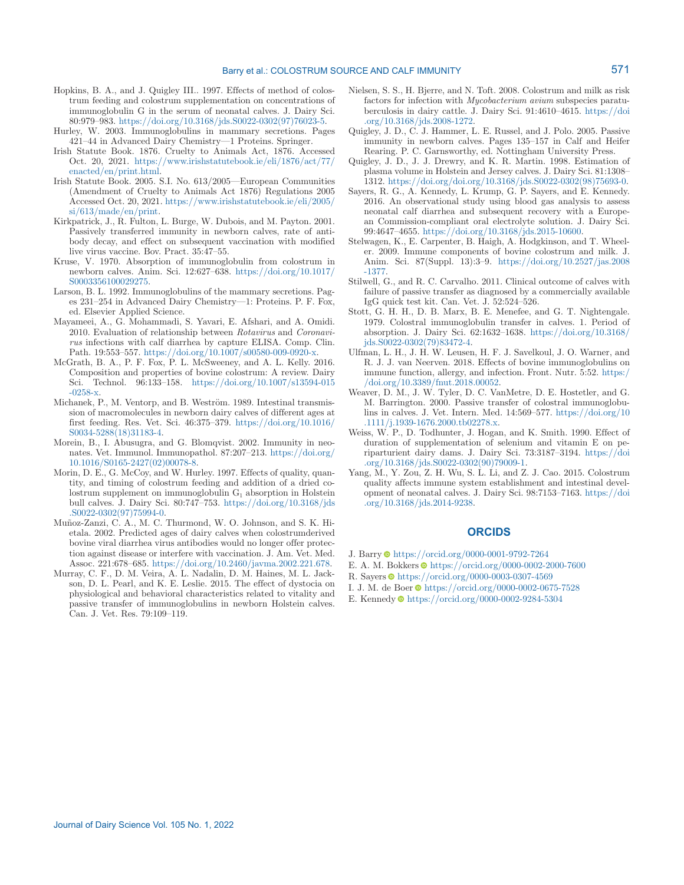Hopkins, B. A., and J. Quigley III.. 1997. Effects of method of colostrum feeding and colostrum supplementation on concentrations of immunoglobulin G in the serum of neonatal calves. J. Dairy Sci. 80:979–983. https://doi.org/10.3168/jds.S0022-0302(97)76023-5.

Hurley, W. 2003. Immunoglobulins in mammary secretions. Pages 421–44 in Advanced Dairy Chemistry—1 Proteins. Springer.

Irish Statute Book. 1876. Cruelty to Animals Act, 1876. Accessed Oct. 20, 2021. https://www.irishstatutebook.ie/eli/1876/act/77/enacted/en/print.html.

Irish Statute Book. 2005. S.I. No. 613/2005—European Communities (Amendment of Cruelty to Animals Act 1876) Regulations 2005 Accessed Oct. 20, 2021. https://www.irishstatutebook.ie/eli/2005/si/613/made/en/print.

Kirkpatrick, J., R. Fulton, L. Burge, W. Dubois, and M. Payton. 2001. Passively transferred immunity in newborn calves, rate of antibody decay, and effect on subsequent vaccination with modified live virus vaccine. Bov. Pract. 35:47–55.

Kruse, V. 1970. Absorption of immunoglobulin from colostrum in newborn calves. Anim. Sci. 12:627–638. https://doi.org/10.1017/S0003356100029275.

Larson, B. L. 1992. Immunoglobulins of the mammary secretions. Pages 231–254 in Advanced Dairy Chemistry—1: Proteins. P. F. Fox, ed. Elsevier Applied Science.

Mayameei, A., G. Mohammadi, S. Yavari, E. Afshari, and A. Omidi. 2010. Evaluation of relationship between *Rotavirus* and *Coronavirus* infections with calf diarrhea by capture ELISA. Comp. Clin. Path. 19:553–557. https://doi.org/10.1007/s00580-009-0920-x.

McGrath, B. A., P. F. Fox, P. L. McSweeney, and A. L. Kelly. 2016. Composition and properties of bovine colostrum: A review. Dairy Sci. Technol. 96:133–158. https://doi.org/10.1007/s13594-015-0258-x.

Michanek, P., M. Ventorp, and B. Weström. 1989. Intestinal transmission of macromolecules in newborn dairy calves of different ages at first feeding. Res. Vet. Sci. 46:375–379. https://doi.org/10.1016/S0034-5288(18)31183-4.

Morein, B., I. Abusugra, and G. Blomqvist. 2002. Immunity in neonates. Vet. Immunol. Immunopathol. 87:207–213. https://doi.org/10.1016/S0165-2427(02)00078-8.

Morin, D. E., G. McCoy, and W. Hurley. 1997. Effects of quality, quantity, and timing of colostrum feeding and addition of a dried colostrum supplement on immunoglobulin $G_1$ absorption in Holstein bull calves. J. Dairy Sci. 80:747–753. https://doi.org/10.3168/jds.S0022-0302(97)75994-0.

Muñoz-Zanzi, C. A., M. C. Thurmond, W. O. Johnson, and S. K. Hietala. 2002. Predicted ages of dairy calves when colostrumderived bovine viral diarrhea virus antibodies would no longer offer protection against disease or interfere with vaccination. J. Am. Vet. Med. Assoc. 221:678–685. https://doi.org/10.2460/javma.2002.221.678.

Murray, C. F., D. M. Veira, A. L. Nadalin, D. M. Haines, M. L. Jackson, D. L. Pearl, and K. E. Leslie. 2015. The effect of dystocia on physiological and behavioral characteristics related to vitality and passive transfer of immunoglobulins in newborn Holstein calves. Can. J. Vet. Res. 79:109–119.

Nielsen, S. S., H. Bjerre, and N. Toft. 2008. Colostrum and milk as risk factors for infection with *Mycobacterium avium* subspecies paratuberculosis in dairy cattle. J. Dairy Sci. 91:4610–4615. https://doi.org/10.3168/jds.2008-1272.

Quigley, J. D., C. J. Hammer, L. E. Russel, and J. Polo. 2005. Passive immunity in newborn calves. Pages 135–157 in Calf and Heifer Rearing. P. C. Garnsworthy, ed. Nottingham University Press.

Quigley, J. D., J. J. Drewry, and K. R. Martin. 1998. Estimation of plasma volume in Holstein and Jersey calves. J. Dairy Sci. 81:1308–1312. https://doi.org/doi.org/10.3168/jds.S0022-0302(98)75693-0.

Sayers, R. G., A. Kennedy, L. Krump, G. P. Sayers, and E. Kennedy. 2016. An observational study using blood gas analysis to assess neonatal calf diarrhea and subsequent recovery with a European Commission-compliant oral electrolyte solution. J. Dairy Sci. 99:4647–4655. https://doi.org/10.3168/jds.2015-10600.

Stelwagen, K., E. Carpenter, B. Haigh, A. Hodgkinson, and T. Wheeler. 2009. Immune components of bovine colostrum and milk. J. Anim. Sci. 87(Suppl. 13):3–9. https://doi.org/10.2527/jas.2008-1377.

Stilwell, G., and R. C. Carvalho. 2011. Clinical outcome of calves with failure of passive transfer as diagnosed by a commercially available IgG quick test kit. Can. Vet. J. 52:524–526.

Stott, G. H. H., D. B. Marx, B. E. Menefee, and G. T. Nightengale. 1979. Colostral immunoglobulin transfer in calves. 1. Period of absorption. J. Dairy Sci. 62:1632–1638. https://doi.org/10.3168/jds.S0022-0302(79)83472-4.

Ulfman, L. H., J. H. W. Leusen, H. F. J. Savelkoul, J. O. Warner, and R. J. J. van Neerven. 2018. Effects of bovine immunoglobulins on immune function, allergy, and infection. Front. Nutr. 5:52. https://doi.org/10.3389/fnut.2018.00052.

Weaver, D. M., J. W. Tyler, D. C. VanMetre, D. E. Hostetler, and G. M. Barrington. 2000. Passive transfer of colostral immunoglobulins in calves. J. Vet. Intern. Med. 14:569–577. https://doi.org/10.1111/j.1939-1676.2000.tb02278.x.

Weiss, W. P., D. Todhunter, J. Hogan, and K. Smith. 1990. Effect of duration of supplementation of selenium and vitamin E on periparturient dairy dams. J. Dairy Sci. 73:3187–3194. https://doi.org/10.3168/jds.S0022-0302(90)79009-1.

Yang, M., Y. Zou, Z. H. Wu, S. L. Li, and Z. J. Cao. 2015. Colostrum quality affects immune system establishment and intestinal development of neonatal calves. J. Dairy Sci. 98:7153–7163. https://doi.org/10.3168/jds.2014-9238.

## ORCIDS

J. Barry https://orcid.org/0000-0001-9792-7264
E. A. M. Bokkers https://orcid.org/0000-0002-2000-7600
R. Sayers https://orcid.org/0000-0003-0307-4569
I. J. M. de Boer https://orcid.org/0000-0002-0675-7528
E. Kennedy https://orcid.org/0000-0002-9284-5304